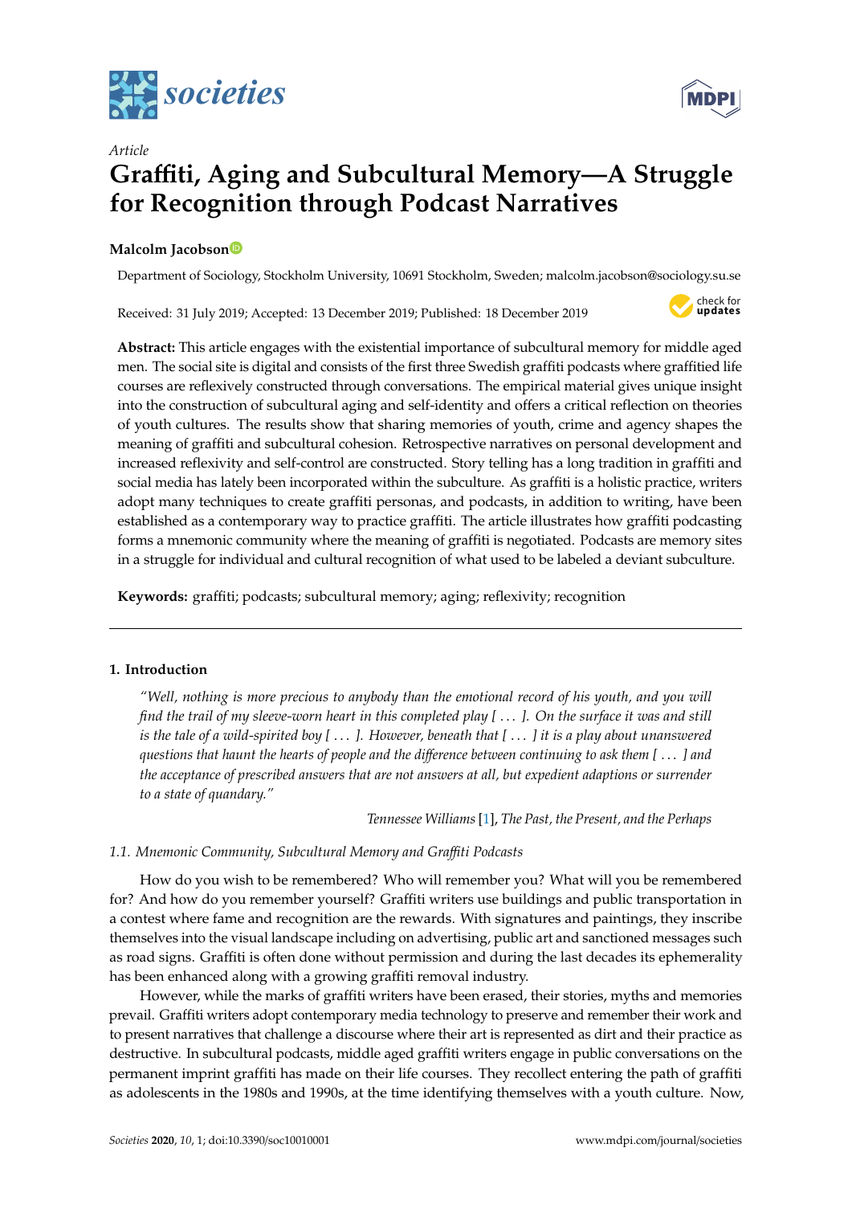*Article*

# Graffiti, Aging and Subcultural Memory—A Struggle for Recognition through Podcast Narratives

**Malcolm Jacobson**

Department of Sociology, Stockholm University, 10691 Stockholm, Sweden; malcolm.jacobson@sociology.su.se

Received: 31 July 2019; Accepted: 13 December 2019; Published: 18 December 2019

**Abstract:** This article engages with the existential importance of subcultural memory for middle aged men. The social site is digital and consists of the first three Swedish graffiti podcasts where graffitied life courses are reflexively constructed through conversations. The empirical material gives unique insight into the construction of subcultural aging and self-identity and offers a critical reflection on theories of youth cultures. The results show that sharing memories of youth, crime and agency shapes the meaning of graffiti and subcultural cohesion. Retrospective narratives on personal development and increased reflexivity and self-control are constructed. Story telling has a long tradition in graffiti and social media has lately been incorporated within the subculture. As graffiti is a holistic practice, writers adopt many techniques to create graffiti personas, and podcasts, in addition to writing, have been established as a contemporary way to practice graffiti. The article illustrates how graffiti podcasting forms a mnemonic community where the meaning of graffiti is negotiated. Podcasts are memory sites in a struggle for individual and cultural recognition of what used to be labeled a deviant subculture.

**Keywords:** graffiti; podcasts; subcultural memory; aging; reflexivity; recognition

## 1. Introduction

> *"Well, nothing is more precious to anybody than the emotional record of his youth, and you will find the trail of my sleeve-worn heart in this completed play [ . . . ]. On the surface it was and still is the tale of a wild-spirited boy [ . . . ]. However, beneath that [ . . . ] it is a play about unanswered questions that haunt the hearts of people and the difference between continuing to ask them [ . . . ] and the acceptance of prescribed answers that are not answers at all, but expedient adaptions or surrender to a state of quandary."*
>
> *Tennessee Williams* [1], *The Past, the Present, and the Perhaps*

### 1.1. Mnemonic Community, Subcultural Memory and Graffiti Podcasts

How do you wish to be remembered? Who will remember you? What will you be remembered for? And how do you remember yourself? Graffiti writers use buildings and public transportation in a contest where fame and recognition are the rewards. With signatures and paintings, they inscribe themselves into the visual landscape including on advertising, public art and sanctioned messages such as road signs. Graffiti is often done without permission and during the last decades its ephemerality has been enhanced along with a growing graffiti removal industry.

However, while the marks of graffiti writers have been erased, their stories, myths and memories prevail. Graffiti writers adopt contemporary media technology to preserve and remember their work and to present narratives that challenge a discourse where their art is represented as dirt and their practice as destructive. In subcultural podcasts, middle aged graffiti writers engage in public conversations on the permanent imprint graffiti has made on their life courses. They recollect entering the path of graffiti as adolescents in the 1980s and 1990s, at the time identifying themselves with a youth culture. Now,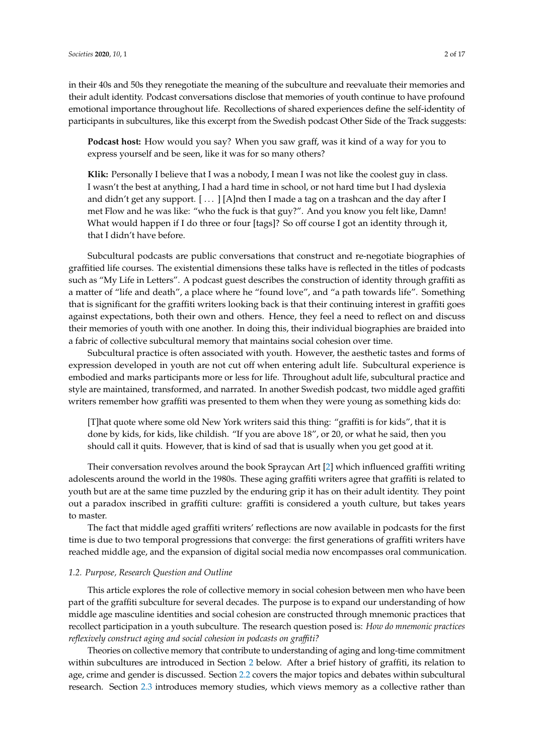in their 40s and 50s they renegotiate the meaning of the subculture and reevaluate their memories and their adult identity. Podcast conversations disclose that memories of youth continue to have profound emotional importance throughout life. Recollections of shared experiences define the self-identity of participants in subcultures, like this excerpt from the Swedish podcast Other Side of the Track suggests:

> **Podcast host:** How would you say? When you saw graff, was it kind of a way for you to express yourself and be seen, like it was for so many others?
>
> **Klik:** Personally I believe that I was a nobody, I mean I was not like the coolest guy in class. I wasn't the best at anything, I had a hard time in school, or not hard time but I had dyslexia and didn't get any support. [ . . . ] [A]nd then I made a tag on a trashcan and the day after I met Flow and he was like: "who the fuck is that guy?". And you know you felt like, Damn! What would happen if I do three or four [tags]? So off course I got an identity through it, that I didn't have before.

Subcultural podcasts are public conversations that construct and re-negotiate biographies of graffitied life courses. The existential dimensions these talks have is reflected in the titles of podcasts such as "My Life in Letters". A podcast guest describes the construction of identity through graffiti as a matter of "life and death", a place where he "found love", and "a path towards life". Something that is significant for the graffiti writers looking back is that their continuing interest in graffiti goes against expectations, both their own and others. Hence, they feel a need to reflect on and discuss their memories of youth with one another. In doing this, their individual biographies are braided into a fabric of collective subcultural memory that maintains social cohesion over time.

Subcultural practice is often associated with youth. However, the aesthetic tastes and forms of expression developed in youth are not cut off when entering adult life. Subcultural experience is embodied and marks participants more or less for life. Throughout adult life, subcultural practice and style are maintained, transformed, and narrated. In another Swedish podcast, two middle aged graffiti writers remember how graffiti was presented to them when they were young as something kids do:

> [T]hat quote where some old New York writers said this thing: "graffiti is for kids", that it is done by kids, for kids, like childish. "If you are above 18", or 20, or what he said, then you should call it quits. However, that is kind of sad that is usually when you get good at it.

Their conversation revolves around the book Spraycan Art [2] which influenced graffiti writing adolescents around the world in the 1980s. These aging graffiti writers agree that graffiti is related to youth but are at the same time puzzled by the enduring grip it has on their adult identity. They point out a paradox inscribed in graffiti culture: graffiti is considered a youth culture, but takes years to master.

The fact that middle aged graffiti writers' reflections are now available in podcasts for the first time is due to two temporal progressions that converge: the first generations of graffiti writers have reached middle age, and the expansion of digital social media now encompasses oral communication.

### *1.2. Purpose, Research Question and Outline*

This article explores the role of collective memory in social cohesion between men who have been part of the graffiti subculture for several decades. The purpose is to expand our understanding of how middle age masculine identities and social cohesion are constructed through mnemonic practices that recollect participation in a youth subculture. The research question posed is: *How do mnemonic practices reflexively construct aging and social cohesion in podcasts on graffiti?*

Theories on collective memory that contribute to understanding of aging and long-time commitment within subcultures are introduced in Section 2 below. After a brief history of graffiti, its relation to age, crime and gender is discussed. Section 2.2 covers the major topics and debates within subcultural research. Section 2.3 introduces memory studies, which views memory as a collective rather than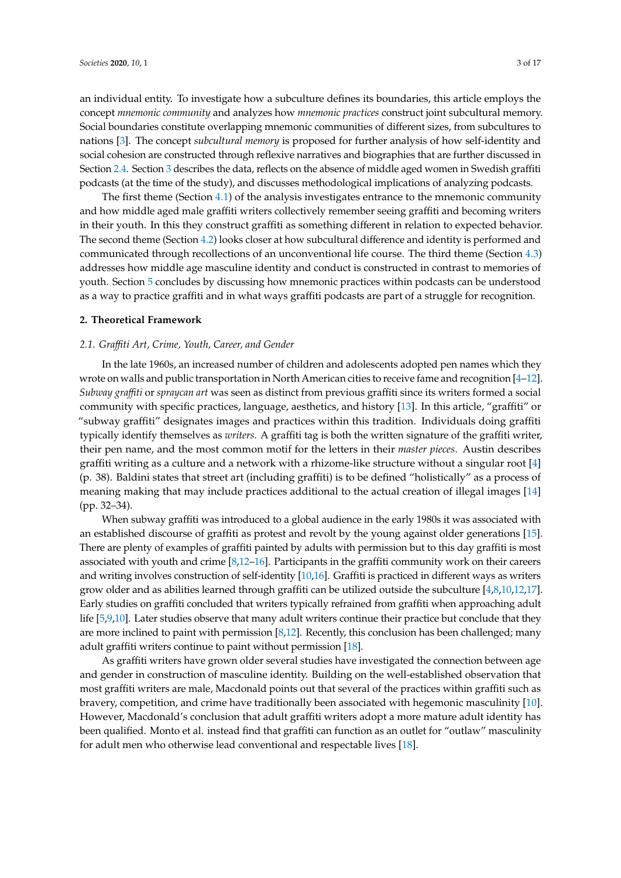an individual entity. To investigate how a subculture defines its boundaries, this article employs the concept *mnemonic community* and analyzes how *mnemonic practices* construct joint subcultural memory. Social boundaries constitute overlapping mnemonic communities of different sizes, from subcultures to nations [3]. The concept *subcultural memory* is proposed for further analysis of how self-identity and social cohesion are constructed through reflexive narratives and biographies that are further discussed in Section 2.4. Section 3 describes the data, reflects on the absence of middle aged women in Swedish graffiti podcasts (at the time of the study), and discusses methodological implications of analyzing podcasts.

The first theme (Section 4.1) of the analysis investigates entrance to the mnemonic community and how middle aged male graffiti writers collectively remember seeing graffiti and becoming writers in their youth. In this they construct graffiti as something different in relation to expected behavior. The second theme (Section 4.2) looks closer at how subcultural difference and identity is performed and communicated through recollections of an unconventional life course. The third theme (Section 4.3) addresses how middle age masculine identity and conduct is constructed in contrast to memories of youth. Section 5 concludes by discussing how mnemonic practices within podcasts can be understood as a way to practice graffiti and in what ways graffiti podcasts are part of a struggle for recognition.

## 2. Theoretical Framework

### 2.1. Graffiti Art, Crime, Youth, Career, and Gender

In the late 1960s, an increased number of children and adolescents adopted pen names which they wrote on walls and public transportation in North American cities to receive fame and recognition [4–12]. *Subway graffiti* or *spraycan art* was seen as distinct from previous graffiti since its writers formed a social community with specific practices, language, aesthetics, and history [13]. In this article, "graffiti" or "subway graffiti" designates images and practices within this tradition. Individuals doing graffiti typically identify themselves as *writers*. A graffiti tag is both the written signature of the graffiti writer, their pen name, and the most common motif for the letters in their *master pieces*. Austin describes graffiti writing as a culture and a network with a rhizome-like structure without a singular root [4] (p. 38). Baldini states that street art (including graffiti) is to be defined "holistically" as a process of meaning making that may include practices additional to the actual creation of illegal images [14] (pp. 32–34).

When subway graffiti was introduced to a global audience in the early 1980s it was associated with an established discourse of graffiti as protest and revolt by the young against older generations [15]. There are plenty of examples of graffiti painted by adults with permission but to this day graffiti is most associated with youth and crime [8,12–16]. Participants in the graffiti community work on their careers and writing involves construction of self-identity [10,16]. Graffiti is practiced in different ways as writers grow older and as abilities learned through graffiti can be utilized outside the subculture [4,8,10,12,17]. Early studies on graffiti concluded that writers typically refrained from graffiti when approaching adult life [5,9,10]. Later studies observe that many adult writers continue their practice but conclude that they are more inclined to paint with permission [8,12]. Recently, this conclusion has been challenged; many adult graffiti writers continue to paint without permission [18].

As graffiti writers have grown older several studies have investigated the connection between age and gender in construction of masculine identity. Building on the well-established observation that most graffiti writers are male, Macdonald points out that several of the practices within graffiti such as bravery, competition, and crime have traditionally been associated with hegemonic masculinity [10]. However, Macdonald's conclusion that adult graffiti writers adopt a more mature adult identity has been qualified. Monto et al. instead find that graffiti can function as an outlet for "outlaw" masculinity for adult men who otherwise lead conventional and respectable lives [18].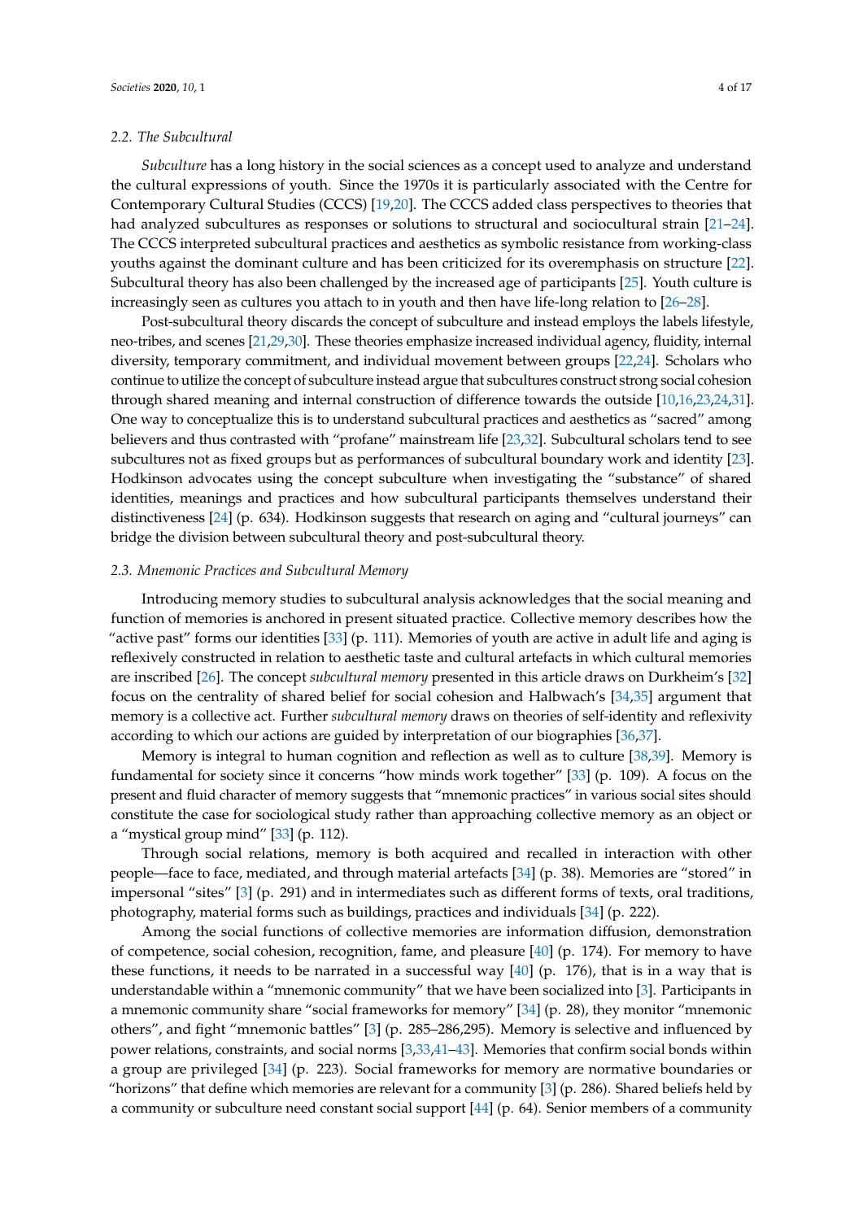### 2.2. The Subcultural

*Subculture* has a long history in the social sciences as a concept used to analyze and understand the cultural expressions of youth. Since the 1970s it is particularly associated with the Centre for Contemporary Cultural Studies (CCCS) [19,20]. The CCCS added class perspectives to theories that had analyzed subcultures as responses or solutions to structural and sociocultural strain [21–24]. The CCCS interpreted subcultural practices and aesthetics as symbolic resistance from working-class youths against the dominant culture and has been criticized for its overemphasis on structure [22]. Subcultural theory has also been challenged by the increased age of participants [25]. Youth culture is increasingly seen as cultures you attach to in youth and then have life-long relation to [26–28].

Post-subcultural theory discards the concept of subculture and instead employs the labels lifestyle, neo-tribes, and scenes [21,29,30]. These theories emphasize increased individual agency, fluidity, internal diversity, temporary commitment, and individual movement between groups [22,24]. Scholars who continue to utilize the concept of subculture instead argue that subcultures construct strong social cohesion through shared meaning and internal construction of difference towards the outside [10,16,23,24,31]. One way to conceptualize this is to understand subcultural practices and aesthetics as "sacred" among believers and thus contrasted with "profane" mainstream life [23,32]. Subcultural scholars tend to see subcultures not as fixed groups but as performances of subcultural boundary work and identity [23]. Hodkinson advocates using the concept subculture when investigating the "substance" of shared identities, meanings and practices and how subcultural participants themselves understand their distinctiveness [24] (p. 634). Hodkinson suggests that research on aging and "cultural journeys" can bridge the division between subcultural theory and post-subcultural theory.

### 2.3. Mnemonic Practices and Subcultural Memory

Introducing memory studies to subcultural analysis acknowledges that the social meaning and function of memories is anchored in present situated practice. Collective memory describes how the "active past" forms our identities [33] (p. 111). Memories of youth are active in adult life and aging is reflexively constructed in relation to aesthetic taste and cultural artefacts in which cultural memories are inscribed [26]. The concept *subcultural memory* presented in this article draws on Durkheim's [32] focus on the centrality of shared belief for social cohesion and Halbwach's [34,35] argument that memory is a collective act. Further *subcultural memory* draws on theories of self-identity and reflexivity according to which our actions are guided by interpretation of our biographies [36,37].

Memory is integral to human cognition and reflection as well as to culture [38,39]. Memory is fundamental for society since it concerns "how minds work together" [33] (p. 109). A focus on the present and fluid character of memory suggests that "mnemonic practices" in various social sites should constitute the case for sociological study rather than approaching collective memory as an object or a "mystical group mind" [33] (p. 112).

Through social relations, memory is both acquired and recalled in interaction with other people—face to face, mediated, and through material artefacts [34] (p. 38). Memories are "stored" in impersonal "sites" [3] (p. 291) and in intermediates such as different forms of texts, oral traditions, photography, material forms such as buildings, practices and individuals [34] (p. 222).

Among the social functions of collective memories are information diffusion, demonstration of competence, social cohesion, recognition, fame, and pleasure [40] (p. 174). For memory to have these functions, it needs to be narrated in a successful way [40] (p. 176), that is in a way that is understandable within a "mnemonic community" that we have been socialized into [3]. Participants in a mnemonic community share "social frameworks for memory" [34] (p. 28), they monitor "mnemonic others", and fight "mnemonic battles" [3] (p. 285–286,295). Memory is selective and influenced by power relations, constraints, and social norms [3,33,41–43]. Memories that confirm social bonds within a group are privileged [34] (p. 223). Social frameworks for memory are normative boundaries or "horizons" that define which memories are relevant for a community [3] (p. 286). Shared beliefs held by a community or subculture need constant social support [44] (p. 64). Senior members of a community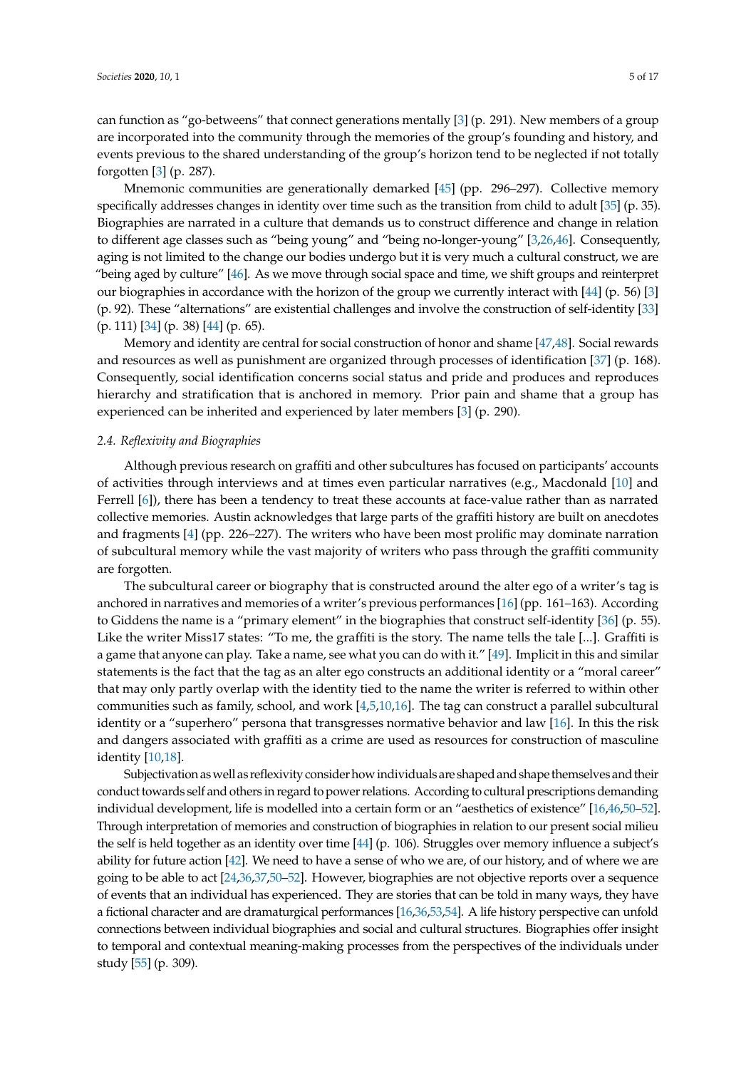can function as "go-betweens" that connect generations mentally [3] (p. 291). New members of a group are incorporated into the community through the memories of the group's founding and history, and events previous to the shared understanding of the group's horizon tend to be neglected if not totally forgotten [3] (p. 287).

Mnemonic communities are generationally demarked [45] (pp. 296–297). Collective memory specifically addresses changes in identity over time such as the transition from child to adult [35] (p. 35). Biographies are narrated in a culture that demands us to construct difference and change in relation to different age classes such as "being young" and "being no-longer-young" [3,26,46]. Consequently, aging is not limited to the change our bodies undergo but it is very much a cultural construct, we are "being aged by culture" [46]. As we move through social space and time, we shift groups and reinterpret our biographies in accordance with the horizon of the group we currently interact with [44] (p. 56) [3] (p. 92). These "alternations" are existential challenges and involve the construction of self-identity [33] (p. 111) [34] (p. 38) [44] (p. 65).

Memory and identity are central for social construction of honor and shame [47,48]. Social rewards and resources as well as punishment are organized through processes of identification [37] (p. 168). Consequently, social identification concerns social status and pride and produces and reproduces hierarchy and stratification that is anchored in memory. Prior pain and shame that a group has experienced can be inherited and experienced by later members [3] (p. 290).

### *2.4. Reflexivity and Biographies*

Although previous research on graffiti and other subcultures has focused on participants' accounts of activities through interviews and at times even particular narratives (e.g., Macdonald [10] and Ferrell [6]), there has been a tendency to treat these accounts at face-value rather than as narrated collective memories. Austin acknowledges that large parts of the graffiti history are built on anecdotes and fragments [4] (pp. 226–227). The writers who have been most prolific may dominate narration of subcultural memory while the vast majority of writers who pass through the graffiti community are forgotten.

The subcultural career or biography that is constructed around the alter ego of a writer's tag is anchored in narratives and memories of a writer's previous performances [16] (pp. 161–163). According to Giddens the name is a "primary element" in the biographies that construct self-identity [36] (p. 55). Like the writer Miss17 states: "To me, the graffiti is the story. The name tells the tale [...]. Graffiti is a game that anyone can play. Take a name, see what you can do with it." [49]. Implicit in this and similar statements is the fact that the tag as an alter ego constructs an additional identity or a "moral career" that may only partly overlap with the identity tied to the name the writer is referred to within other communities such as family, school, and work [4,5,10,16]. The tag can construct a parallel subcultural identity or a "superhero" persona that transgresses normative behavior and law [16]. In this the risk and dangers associated with graffiti as a crime are used as resources for construction of masculine identity [10,18].

Subjectivation as well as reflexivity consider how individuals are shaped and shape themselves and their conduct towards self and others in regard to power relations. According to cultural prescriptions demanding individual development, life is modelled into a certain form or an "aesthetics of existence" [16,46,50–52]. Through interpretation of memories and construction of biographies in relation to our present social milieu the self is held together as an identity over time [44] (p. 106). Struggles over memory influence a subject's ability for future action [42]. We need to have a sense of who we are, of our history, and of where we are going to be able to act [24,36,37,50–52]. However, biographies are not objective reports over a sequence of events that an individual has experienced. They are stories that can be told in many ways, they have a fictional character and are dramaturgical performances [16,36,53,54]. A life history perspective can unfold connections between individual biographies and social and cultural structures. Biographies offer insight to temporal and contextual meaning-making processes from the perspectives of the individuals under study [55] (p. 309).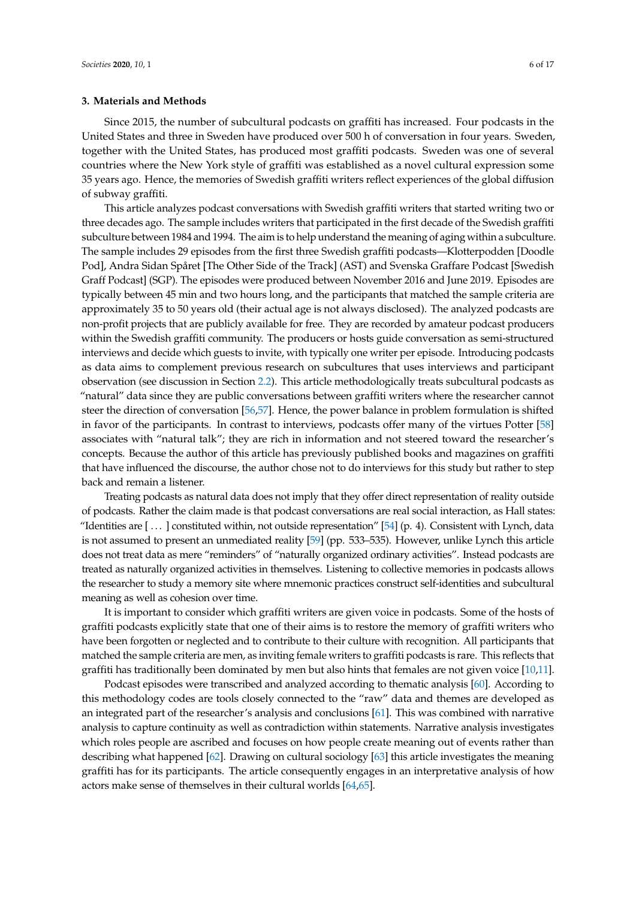## 3. Materials and Methods

Since 2015, the number of subcultural podcasts on graffiti has increased. Four podcasts in the United States and three in Sweden have produced over 500 h of conversation in four years. Sweden, together with the United States, has produced most graffiti podcasts. Sweden was one of several countries where the New York style of graffiti was established as a novel cultural expression some 35 years ago. Hence, the memories of Swedish graffiti writers reflect experiences of the global diffusion of subway graffiti.

This article analyzes podcast conversations with Swedish graffiti writers that started writing two or three decades ago. The sample includes writers that participated in the first decade of the Swedish graffiti subculture between 1984 and 1994. The aim is to help understand the meaning of aging within a subculture. The sample includes 29 episodes from the first three Swedish graffiti podcasts—Klotterpodden [Doodle Pod], Andra Sidan Spåret [The Other Side of the Track] (AST) and Svenska Graffare Podcast [Swedish Graff Podcast] (SGP). The episodes were produced between November 2016 and June 2019. Episodes are typically between 45 min and two hours long, and the participants that matched the sample criteria are approximately 35 to 50 years old (their actual age is not always disclosed). The analyzed podcasts are non-profit projects that are publicly available for free. They are recorded by amateur podcast producers within the Swedish graffiti community. The producers or hosts guide conversation as semi-structured interviews and decide which guests to invite, with typically one writer per episode. Introducing podcasts as data aims to complement previous research on subcultures that uses interviews and participant observation (see discussion in Section 2.2). This article methodologically treats subcultural podcasts as "natural" data since they are public conversations between graffiti writers where the researcher cannot steer the direction of conversation [56,57]. Hence, the power balance in problem formulation is shifted in favor of the participants. In contrast to interviews, podcasts offer many of the virtues Potter [58] associates with "natural talk"; they are rich in information and not steered toward the researcher's concepts. Because the author of this article has previously published books and magazines on graffiti that have influenced the discourse, the author chose not to do interviews for this study but rather to step back and remain a listener.

Treating podcasts as natural data does not imply that they offer direct representation of reality outside of podcasts. Rather the claim made is that podcast conversations are real social interaction, as Hall states: "Identities are [ ... ] constituted within, not outside representation" [54] (p. 4). Consistent with Lynch, data is not assumed to present an unmediated reality [59] (pp. 533–535). However, unlike Lynch this article does not treat data as mere "reminders" of "naturally organized ordinary activities". Instead podcasts are treated as naturally organized activities in themselves. Listening to collective memories in podcasts allows the researcher to study a memory site where mnemonic practices construct self-identities and subcultural meaning as well as cohesion over time.

It is important to consider which graffiti writers are given voice in podcasts. Some of the hosts of graffiti podcasts explicitly state that one of their aims is to restore the memory of graffiti writers who have been forgotten or neglected and to contribute to their culture with recognition. All participants that matched the sample criteria are men, as inviting female writers to graffiti podcasts is rare. This reflects that graffiti has traditionally been dominated by men but also hints that females are not given voice [10,11].

Podcast episodes were transcribed and analyzed according to thematic analysis [60]. According to this methodology codes are tools closely connected to the "raw" data and themes are developed as an integrated part of the researcher's analysis and conclusions [61]. This was combined with narrative analysis to capture continuity as well as contradiction within statements. Narrative analysis investigates which roles people are ascribed and focuses on how people create meaning out of events rather than describing what happened [62]. Drawing on cultural sociology [63] this article investigates the meaning graffiti has for its participants. The article consequently engages in an interpretative analysis of how actors make sense of themselves in their cultural worlds [64,65].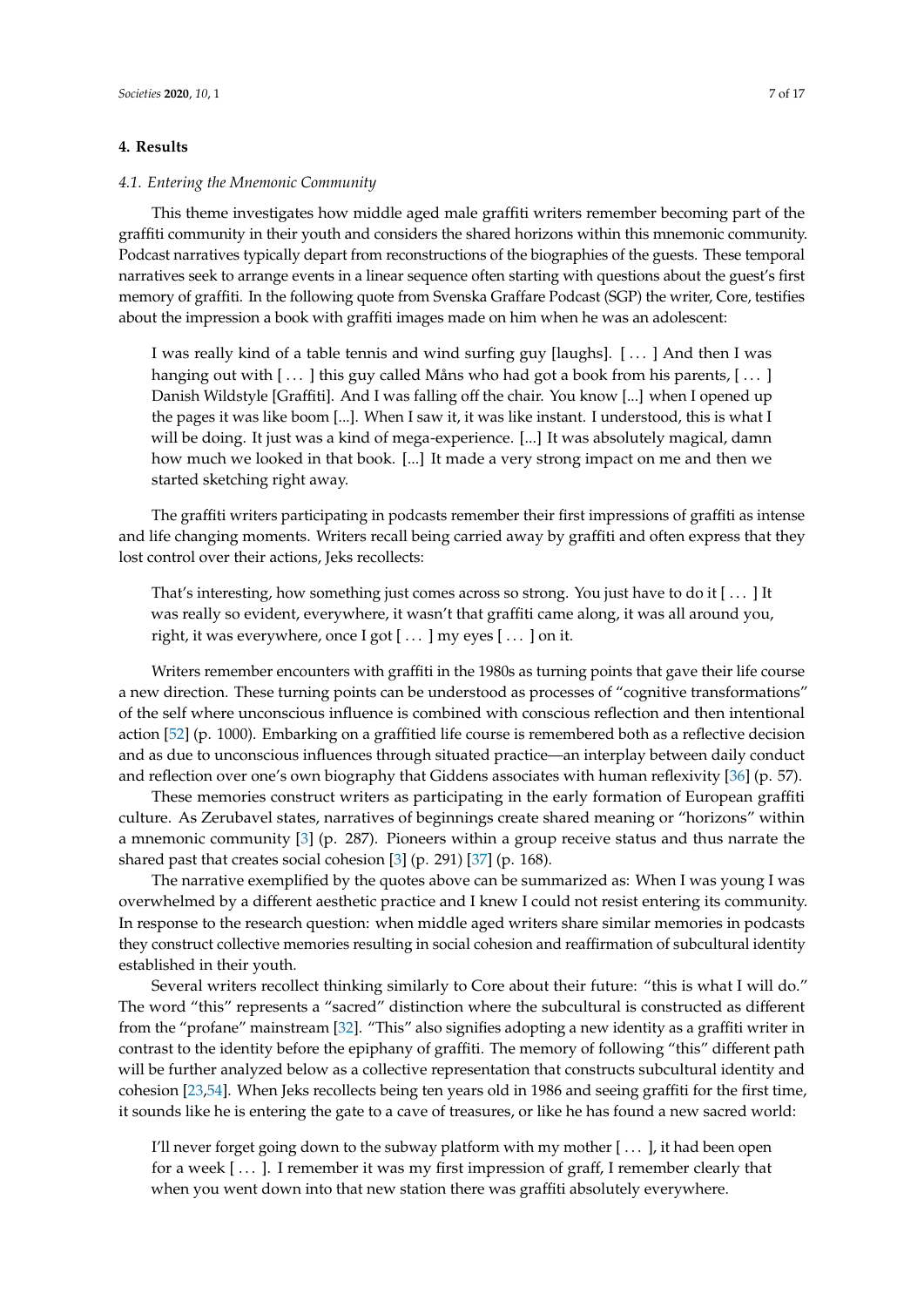## 4. Results

### *4.1. Entering the Mnemonic Community*

This theme investigates how middle aged male graffiti writers remember becoming part of the graffiti community in their youth and considers the shared horizons within this mnemonic community. Podcast narratives typically depart from reconstructions of the biographies of the guests. These temporal narratives seek to arrange events in a linear sequence often starting with questions about the guest's first memory of graffiti. In the following quote from Svenska Graffare Podcast (SGP) the writer, Core, testifies about the impression a book with graffiti images made on him when he was an adolescent:

> I was really kind of a table tennis and wind surfing guy [laughs]. [ . . . ] And then I was hanging out with [ . . . ] this guy called Måns who had got a book from his parents, [ . . . ] Danish Wildstyle [Graffiti]. And I was falling off the chair. You know [...] when I opened up the pages it was like boom [...]. When I saw it, it was like instant. I understood, this is what I will be doing. It just was a kind of mega-experience. [...] It was absolutely magical, damn how much we looked in that book. [...] It made a very strong impact on me and then we started sketching right away.

The graffiti writers participating in podcasts remember their first impressions of graffiti as intense and life changing moments. Writers recall being carried away by graffiti and often express that they lost control over their actions, Jeks recollects:

> That's interesting, how something just comes across so strong. You just have to do it [ . . . ] It was really so evident, everywhere, it wasn't that graffiti came along, it was all around you, right, it was everywhere, once I got [ . . . ] my eyes [ . . . ] on it.

Writers remember encounters with graffiti in the 1980s as turning points that gave their life course a new direction. These turning points can be understood as processes of "cognitive transformations" of the self where unconscious influence is combined with conscious reflection and then intentional action [52] (p. 1000). Embarking on a graffitied life course is remembered both as a reflective decision and as due to unconscious influences through situated practice—an interplay between daily conduct and reflection over one's own biography that Giddens associates with human reflexivity [36] (p. 57).

These memories construct writers as participating in the early formation of European graffiti culture. As Zerubavel states, narratives of beginnings create shared meaning or "horizons" within a mnemonic community [3] (p. 287). Pioneers within a group receive status and thus narrate the shared past that creates social cohesion [3] (p. 291) [37] (p. 168).

The narrative exemplified by the quotes above can be summarized as: When I was young I was overwhelmed by a different aesthetic practice and I knew I could not resist entering its community. In response to the research question: when middle aged writers share similar memories in podcasts they construct collective memories resulting in social cohesion and reaffirmation of subcultural identity established in their youth.

Several writers recollect thinking similarly to Core about their future: "this is what I will do." The word "this" represents a "sacred" distinction where the subcultural is constructed as different from the "profane" mainstream [32]. "This" also signifies adopting a new identity as a graffiti writer in contrast to the identity before the epiphany of graffiti. The memory of following "this" different path will be further analyzed below as a collective representation that constructs subcultural identity and cohesion [23,54]. When Jeks recollects being ten years old in 1986 and seeing graffiti for the first time, it sounds like he is entering the gate to a cave of treasures, or like he has found a new sacred world:

> I'll never forget going down to the subway platform with my mother [ . . . ], it had been open for a week [ . . . ]. I remember it was my first impression of graff, I remember clearly that when you went down into that new station there was graffiti absolutely everywhere.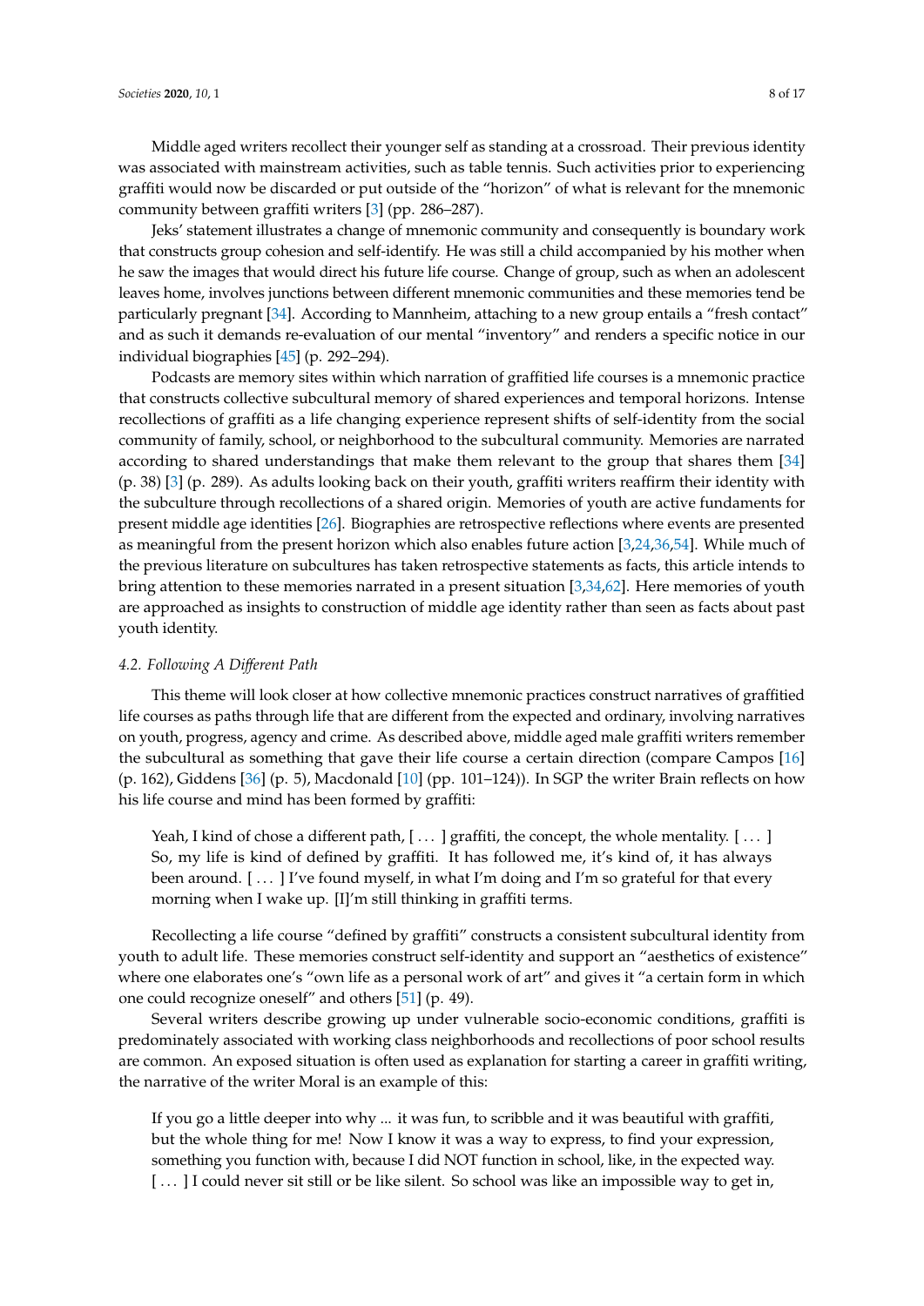Middle aged writers recollect their younger self as standing at a crossroad. Their previous identity was associated with mainstream activities, such as table tennis. Such activities prior to experiencing graffiti would now be discarded or put outside of the "horizon" of what is relevant for the mnemonic community between graffiti writers [3] (pp. 286–287).

Jeks' statement illustrates a change of mnemonic community and consequently is boundary work that constructs group cohesion and self-identify. He was still a child accompanied by his mother when he saw the images that would direct his future life course. Change of group, such as when an adolescent leaves home, involves junctions between different mnemonic communities and these memories tend be particularly pregnant [34]. According to Mannheim, attaching to a new group entails a "fresh contact" and as such it demands re-evaluation of our mental "inventory" and renders a specific notice in our individual biographies [45] (p. 292–294).

Podcasts are memory sites within which narration of graffitied life courses is a mnemonic practice that constructs collective subcultural memory of shared experiences and temporal horizons. Intense recollections of graffiti as a life changing experience represent shifts of self-identity from the social community of family, school, or neighborhood to the subcultural community. Memories are narrated according to shared understandings that make them relevant to the group that shares them [34] (p. 38) [3] (p. 289). As adults looking back on their youth, graffiti writers reaffirm their identity with the subculture through recollections of a shared origin. Memories of youth are active fundaments for present middle age identities [26]. Biographies are retrospective reflections where events are presented as meaningful from the present horizon which also enables future action [3,24,36,54]. While much of the previous literature on subcultures has taken retrospective statements as facts, this article intends to bring attention to these memories narrated in a present situation [3,34,62]. Here memories of youth are approached as insights to construction of middle age identity rather than seen as facts about past youth identity.

### *4.2. Following A Different Path*

This theme will look closer at how collective mnemonic practices construct narratives of graffitied life courses as paths through life that are different from the expected and ordinary, involving narratives on youth, progress, agency and crime. As described above, middle aged male graffiti writers remember the subcultural as something that gave their life course a certain direction (compare Campos [16] (p. 162), Giddens [36] (p. 5), Macdonald [10] (pp. 101–124)). In SGP the writer Brain reflects on how his life course and mind has been formed by graffiti:

> Yeah, I kind of chose a different path, [ . . . ] graffiti, the concept, the whole mentality. [ . . . ] So, my life is kind of defined by graffiti. It has followed me, it's kind of, it has always been around. [ . . . ] I've found myself, in what I'm doing and I'm so grateful for that every morning when I wake up. [I]'m still thinking in graffiti terms.

Recollecting a life course "defined by graffiti" constructs a consistent subcultural identity from youth to adult life. These memories construct self-identity and support an "aesthetics of existence" where one elaborates one's "own life as a personal work of art" and gives it "a certain form in which one could recognize oneself" and others [51] (p. 49).

Several writers describe growing up under vulnerable socio-economic conditions, graffiti is predominately associated with working class neighborhoods and recollections of poor school results are common. An exposed situation is often used as explanation for starting a career in graffiti writing, the narrative of the writer Moral is an example of this:

> If you go a little deeper into why ... it was fun, to scribble and it was beautiful with graffiti, but the whole thing for me! Now I know it was a way to express, to find your expression, something you function with, because I did NOT function in school, like, in the expected way. [ . . . ] I could never sit still or be like silent. So school was like an impossible way to get in,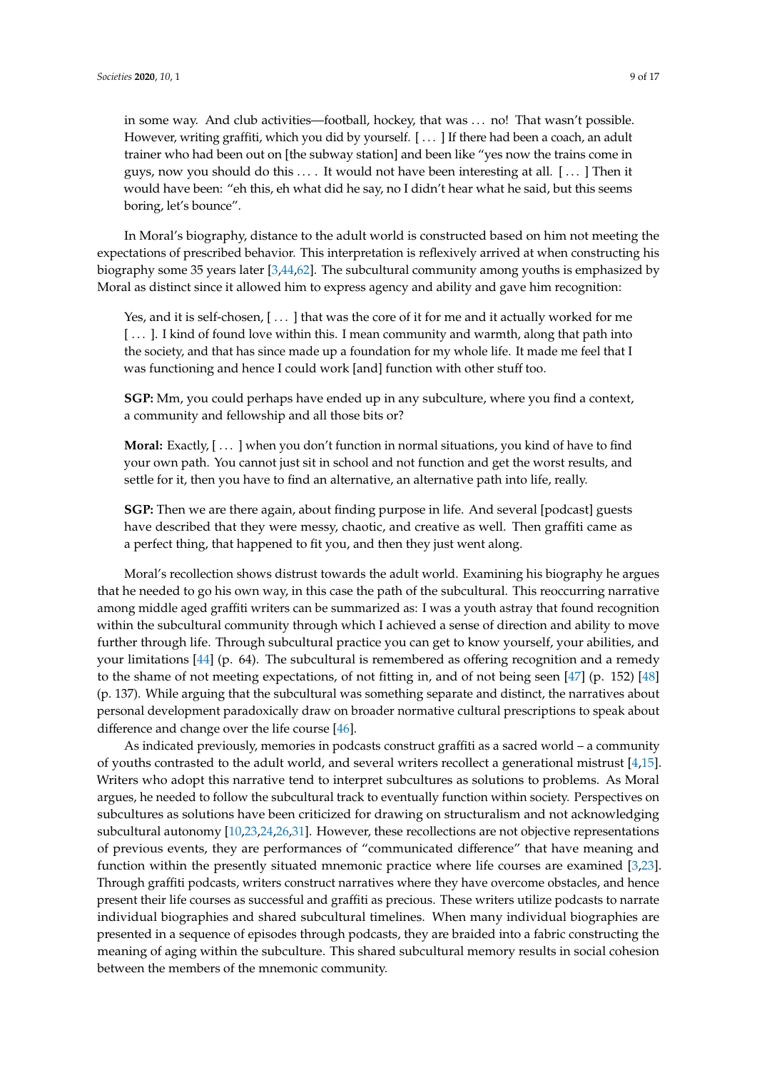> in some way. And club activities—football, hockey, that was ... no! That wasn't possible. However, writing graffiti, which you did by yourself. [ ... ] If there had been a coach, an adult trainer who had been out on [the subway station] and been like "yes now the trains come in guys, now you should do this .... It would not have been interesting at all. [ ... ] Then it would have been: "eh this, eh what did he say, no I didn't hear what he said, but this seems boring, let's bounce".

In Moral's biography, distance to the adult world is constructed based on him not meeting the expectations of prescribed behavior. This interpretation is reflexively arrived at when constructing his biography some 35 years later [3,44,62]. The subcultural community among youths is emphasized by Moral as distinct since it allowed him to express agency and ability and gave him recognition:

> Yes, and it is self-chosen, [ ... ] that was the core of it for me and it actually worked for me [ ... ]. I kind of found love within this. I mean community and warmth, along that path into the society, and that has since made up a foundation for my whole life. It made me feel that I was functioning and hence I could work [and] function with other stuff too.
>
> **SGP:** Mm, you could perhaps have ended up in any subculture, where you find a context, a community and fellowship and all those bits or?
>
> **Moral:** Exactly, [ ... ] when you don't function in normal situations, you kind of have to find your own path. You cannot just sit in school and not function and get the worst results, and settle for it, then you have to find an alternative, an alternative path into life, really.
>
> **SGP:** Then we are there again, about finding purpose in life. And several [podcast] guests have described that they were messy, chaotic, and creative as well. Then graffiti came as a perfect thing, that happened to fit you, and then they just went along.

Moral's recollection shows distrust towards the adult world. Examining his biography he argues that he needed to go his own way, in this case the path of the subcultural. This reoccurring narrative among middle aged graffiti writers can be summarized as: I was a youth astray that found recognition within the subcultural community through which I achieved a sense of direction and ability to move further through life. Through subcultural practice you can get to know yourself, your abilities, and your limitations [44] (p. 64). The subcultural is remembered as offering recognition and a remedy to the shame of not meeting expectations, of not fitting in, and of not being seen [47] (p. 152) [48] (p. 137). While arguing that the subcultural was something separate and distinct, the narratives about personal development paradoxically draw on broader normative cultural prescriptions to speak about difference and change over the life course [46].

As indicated previously, memories in podcasts construct graffiti as a sacred world – a community of youths contrasted to the adult world, and several writers recollect a generational mistrust [4,15]. Writers who adopt this narrative tend to interpret subcultures as solutions to problems. As Moral argues, he needed to follow the subcultural track to eventually function within society. Perspectives on subcultures as solutions have been criticized for drawing on structuralism and not acknowledging subcultural autonomy [10,23,24,26,31]. However, these recollections are not objective representations of previous events, they are performances of "communicated difference" that have meaning and function within the presently situated mnemonic practice where life courses are examined [3,23]. Through graffiti podcasts, writers construct narratives where they have overcome obstacles, and hence present their life courses as successful and graffiti as precious. These writers utilize podcasts to narrate individual biographies and shared subcultural timelines. When many individual biographies are presented in a sequence of episodes through podcasts, they are braided into a fabric constructing the meaning of aging within the subculture. This shared subcultural memory results in social cohesion between the members of the mnemonic community.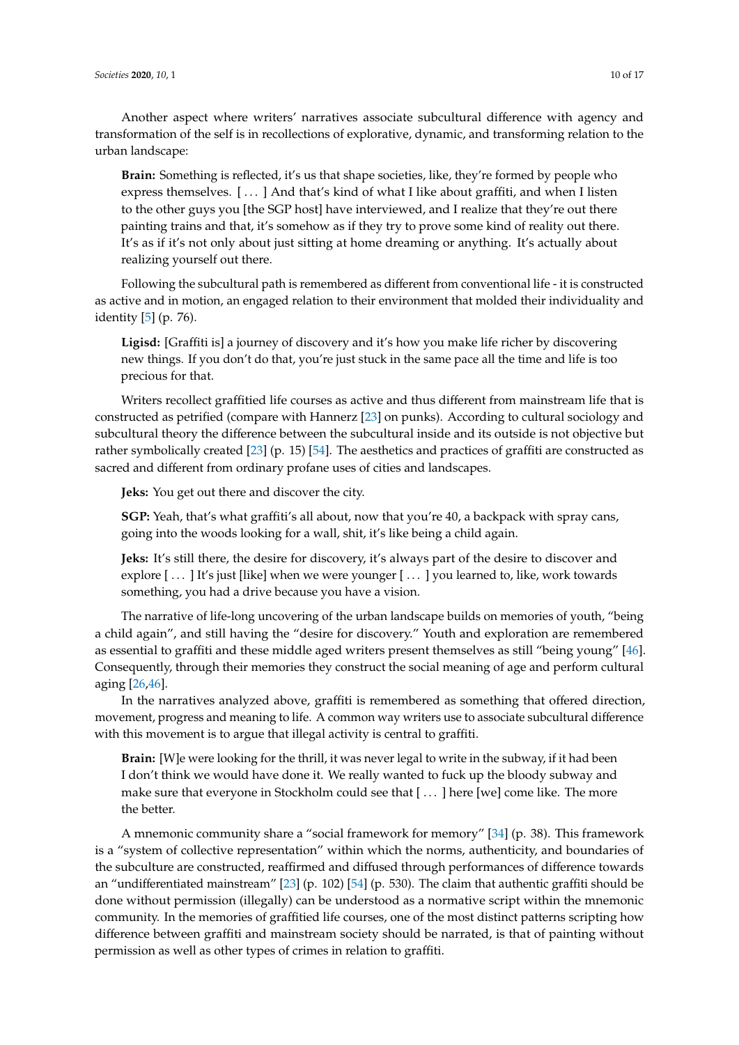Another aspect where writers' narratives associate subcultural difference with agency and transformation of the self is in recollections of explorative, dynamic, and transforming relation to the urban landscape:

> **Brain:** Something is reflected, it's us that shape societies, like, they're formed by people who express themselves. [ . . . ] And that's kind of what I like about graffiti, and when I listen to the other guys you [the SGP host] have interviewed, and I realize that they're out there painting trains and that, it's somehow as if they try to prove some kind of reality out there. It's as if it's not only about just sitting at home dreaming or anything. It's actually about realizing yourself out there.

Following the subcultural path is remembered as different from conventional life - it is constructed as active and in motion, an engaged relation to their environment that molded their individuality and identity [5] (p. 76).

> **Ligisd:** [Graffiti is] a journey of discovery and it's how you make life richer by discovering new things. If you don't do that, you're just stuck in the same pace all the time and life is too precious for that.

Writers recollect graffitied life courses as active and thus different from mainstream life that is constructed as petrified (compare with Hannerz [23] on punks). According to cultural sociology and subcultural theory the difference between the subcultural inside and its outside is not objective but rather symbolically created [23] (p. 15) [54]. The aesthetics and practices of graffiti are constructed as sacred and different from ordinary profane uses of cities and landscapes.

> **Jeks:** You get out there and discover the city.
>
> **SGP:** Yeah, that's what graffiti's all about, now that you're 40, a backpack with spray cans, going into the woods looking for a wall, shit, it's like being a child again.
>
> **Jeks:** It's still there, the desire for discovery, it's always part of the desire to discover and explore [ . . . ] It's just [like] when we were younger [ . . . ] you learned to, like, work towards something, you had a drive because you have a vision.

The narrative of life-long uncovering of the urban landscape builds on memories of youth, "being a child again", and still having the "desire for discovery." Youth and exploration are remembered as essential to graffiti and these middle aged writers present themselves as still "being young" [46]. Consequently, through their memories they construct the social meaning of age and perform cultural aging [26,46].

In the narratives analyzed above, graffiti is remembered as something that offered direction, movement, progress and meaning to life. A common way writers use to associate subcultural difference with this movement is to argue that illegal activity is central to graffiti.

> **Brain:** [W]e were looking for the thrill, it was never legal to write in the subway, if it had been I don't think we would have done it. We really wanted to fuck up the bloody subway and make sure that everyone in Stockholm could see that [ . . . ] here [we] come like. The more the better.

A mnemonic community share a "social framework for memory" [34] (p. 38). This framework is a "system of collective representation" within which the norms, authenticity, and boundaries of the subculture are constructed, reaffirmed and diffused through performances of difference towards an "undifferentiated mainstream" [23] (p. 102) [54] (p. 530). The claim that authentic graffiti should be done without permission (illegally) can be understood as a normative script within the mnemonic community. In the memories of graffitied life courses, one of the most distinct patterns scripting how difference between graffiti and mainstream society should be narrated, is that of painting without permission as well as other types of crimes in relation to graffiti.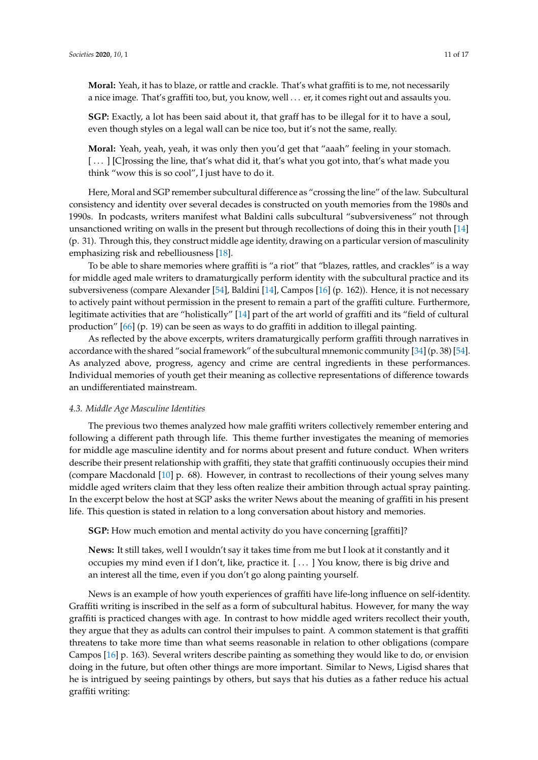**Moral:** Yeah, it has to blaze, or rattle and crackle. That's what graffiti is to me, not necessarily a nice image. That's graffiti too, but, you know, well . . . er, it comes right out and assaults you.

**SGP:** Exactly, a lot has been said about it, that graff has to be illegal for it to have a soul, even though styles on a legal wall can be nice too, but it's not the same, really.

**Moral:** Yeah, yeah, yeah, it was only then you'd get that "aaah" feeling in your stomach. [ . . . ] [C]rossing the line, that's what did it, that's what you got into, that's what made you think "wow this is so cool", I just have to do it.

Here, Moral and SGP remember subcultural difference as "crossing the line" of the law. Subcultural consistency and identity over several decades is constructed on youth memories from the 1980s and 1990s. In podcasts, writers manifest what Baldini calls subcultural "subversiveness" not through unsanctioned writing on walls in the present but through recollections of doing this in their youth [14] (p. 31). Through this, they construct middle age identity, drawing on a particular version of masculinity emphasizing risk and rebelliousness [18].

To be able to share memories where graffiti is "a riot" that "blazes, rattles, and crackles" is a way for middle aged male writers to dramaturgically perform identity with the subcultural practice and its subversiveness (compare Alexander [54], Baldini [14], Campos [16] (p. 162)). Hence, it is not necessary to actively paint without permission in the present to remain a part of the graffiti culture. Furthermore, legitimate activities that are "holistically" [14] part of the art world of graffiti and its "field of cultural production" [66] (p. 19) can be seen as ways to do graffiti in addition to illegal painting.

As reflected by the above excerpts, writers dramaturgically perform graffiti through narratives in accordance with the shared "social framework" of the subcultural mnemonic community [34] (p. 38) [54]. As analyzed above, progress, agency and crime are central ingredients in these performances. Individual memories of youth get their meaning as collective representations of difference towards an undifferentiated mainstream.

### *4.3. Middle Age Masculine Identities*

The previous two themes analyzed how male graffiti writers collectively remember entering and following a different path through life. This theme further investigates the meaning of memories for middle age masculine identity and for norms about present and future conduct. When writers describe their present relationship with graffiti, they state that graffiti continuously occupies their mind (compare Macdonald [10] p. 68). However, in contrast to recollections of their young selves many middle aged writers claim that they less often realize their ambition through actual spray painting. In the excerpt below the host at SGP asks the writer News about the meaning of graffiti in his present life. This question is stated in relation to a long conversation about history and memories.

**SGP:** How much emotion and mental activity do you have concerning [graffiti]?

**News:** It still takes, well I wouldn't say it takes time from me but I look at it constantly and it occupies my mind even if I don't, like, practice it. [ . . . ] You know, there is big drive and an interest all the time, even if you don't go along painting yourself.

News is an example of how youth experiences of graffiti have life-long influence on self-identity. Graffiti writing is inscribed in the self as a form of subcultural habitus. However, for many the way graffiti is practiced changes with age. In contrast to how middle aged writers recollect their youth, they argue that they as adults can control their impulses to paint. A common statement is that graffiti threatens to take more time than what seems reasonable in relation to other obligations (compare Campos [16] p. 163). Several writers describe painting as something they would like to do, or envision doing in the future, but often other things are more important. Similar to News, Ligisd shares that he is intrigued by seeing paintings by others, but says that his duties as a father reduce his actual graffiti writing: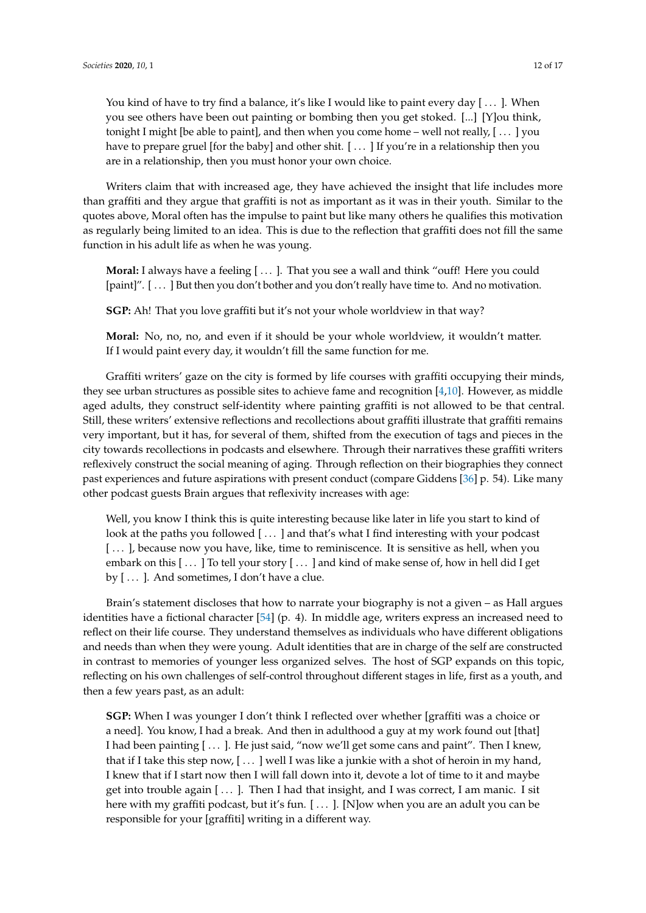> You kind of have to try find a balance, it's like I would like to paint every day [ . . . ]. When you see others have been out painting or bombing then you get stoked. [...] [Y]ou think, tonight I might [be able to paint], and then when you come home – well not really, [ . . . ] you have to prepare gruel [for the baby] and other shit. [ . . . ] If you're in a relationship then you are in a relationship, then you must honor your own choice.

Writers claim that with increased age, they have achieved the insight that life includes more than graffiti and they argue that graffiti is not as important as it was in their youth. Similar to the quotes above, Moral often has the impulse to paint but like many others he qualifies this motivation as regularly being limited to an idea. This is due to the reflection that graffiti does not fill the same function in his adult life as when he was young.

> **Moral:** I always have a feeling [ . . . ]. That you see a wall and think "ouff! Here you could [paint]". [ . . . ] But then you don't bother and you don't really have time to. And no motivation.
>
> **SGP:** Ah! That you love graffiti but it's not your whole worldview in that way?
>
> **Moral:** No, no, no, and even if it should be your whole worldview, it wouldn't matter. If I would paint every day, it wouldn't fill the same function for me.

Graffiti writers' gaze on the city is formed by life courses with graffiti occupying their minds, they see urban structures as possible sites to achieve fame and recognition [4,10]. However, as middle aged adults, they construct self-identity where painting graffiti is not allowed to be that central. Still, these writers' extensive reflections and recollections about graffiti illustrate that graffiti remains very important, but it has, for several of them, shifted from the execution of tags and pieces in the city towards recollections in podcasts and elsewhere. Through their narratives these graffiti writers reflexively construct the social meaning of aging. Through reflection on their biographies they connect past experiences and future aspirations with present conduct (compare Giddens [36] p. 54). Like many other podcast guests Brain argues that reflexivity increases with age:

> Well, you know I think this is quite interesting because like later in life you start to kind of look at the paths you followed [ . . . ] and that's what I find interesting with your podcast [ . . . ], because now you have, like, time to reminiscence. It is sensitive as hell, when you embark on this [ . . . ] To tell your story [ . . . ] and kind of make sense of, how in hell did I get by [ . . . ]. And sometimes, I don't have a clue.

Brain's statement discloses that how to narrate your biography is not a given – as Hall argues identities have a fictional character [54] (p. 4). In middle age, writers express an increased need to reflect on their life course. They understand themselves as individuals who have different obligations and needs than when they were young. Adult identities that are in charge of the self are constructed in contrast to memories of younger less organized selves. The host of SGP expands on this topic, reflecting on his own challenges of self-control throughout different stages in life, first as a youth, and then a few years past, as an adult:

> **SGP:** When I was younger I don't think I reflected over whether [graffiti was a choice or a need]. You know, I had a break. And then in adulthood a guy at my work found out [that] I had been painting [ . . . ]. He just said, "now we'll get some cans and paint". Then I knew, that if I take this step now, [ . . . ] well I was like a junkie with a shot of heroin in my hand, I knew that if I start now then I will fall down into it, devote a lot of time to it and maybe get into trouble again [ . . . ]. Then I had that insight, and I was correct, I am manic. I sit here with my graffiti podcast, but it's fun. [ . . . ]. [N]ow when you are an adult you can be responsible for your [graffiti] writing in a different way.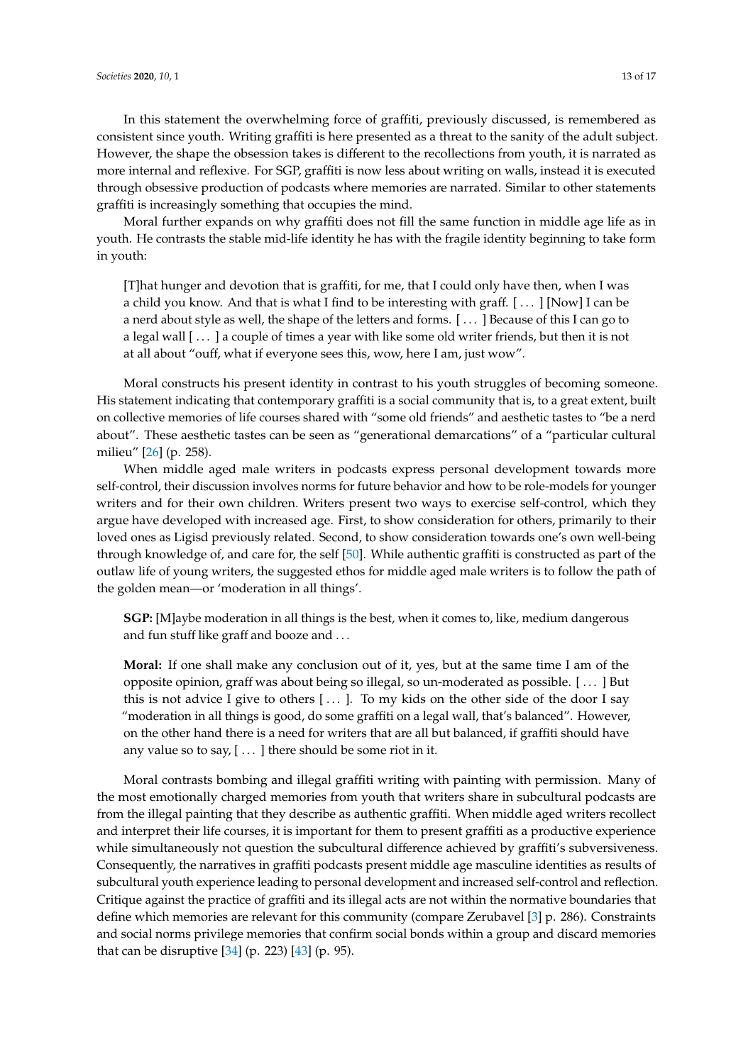In this statement the overwhelming force of graffiti, previously discussed, is remembered as consistent since youth. Writing graffiti is here presented as a threat to the sanity of the adult subject. However, the shape the obsession takes is different to the recollections from youth, it is narrated as more internal and reflexive. For SGP, graffiti is now less about writing on walls, instead it is executed through obsessive production of podcasts where memories are narrated. Similar to other statements graffiti is increasingly something that occupies the mind.

Moral further expands on why graffiti does not fill the same function in middle age life as in youth. He contrasts the stable mid-life identity he has with the fragile identity beginning to take form in youth:

> [T]hat hunger and devotion that is graffiti, for me, that I could only have then, when I was a child you know. And that is what I find to be interesting with graff. [ . . . ] [Now] I can be a nerd about style as well, the shape of the letters and forms. [ . . . ] Because of this I can go to a legal wall [ . . . ] a couple of times a year with like some old writer friends, but then it is not at all about "ouff, what if everyone sees this, wow, here I am, just wow".

Moral constructs his present identity in contrast to his youth struggles of becoming someone. His statement indicating that contemporary graffiti is a social community that is, to a great extent, built on collective memories of life courses shared with "some old friends" and aesthetic tastes to "be a nerd about". These aesthetic tastes can be seen as "generational demarcations" of a "particular cultural milieu" [26] (p. 258).

When middle aged male writers in podcasts express personal development towards more self-control, their discussion involves norms for future behavior and how to be role-models for younger writers and for their own children. Writers present two ways to exercise self-control, which they argue have developed with increased age. First, to show consideration for others, primarily to their loved ones as Ligisd previously related. Second, to show consideration towards one's own well-being through knowledge of, and care for, the self [50]. While authentic graffiti is constructed as part of the outlaw life of young writers, the suggested ethos for middle aged male writers is to follow the path of the golden mean—or 'moderation in all things'.

> **SGP:** [M]aybe moderation in all things is the best, when it comes to, like, medium dangerous and fun stuff like graff and booze and . . .
>
> **Moral:** If one shall make any conclusion out of it, yes, but at the same time I am of the opposite opinion, graff was about being so illegal, so un-moderated as possible. [ . . . ] But this is not advice I give to others [ . . . ]. To my kids on the other side of the door I say "moderation in all things is good, do some graffiti on a legal wall, that's balanced". However, on the other hand there is a need for writers that are all but balanced, if graffiti should have any value so to say, [ . . . ] there should be some riot in it.

Moral contrasts bombing and illegal graffiti writing with painting with permission. Many of the most emotionally charged memories from youth that writers share in subcultural podcasts are from the illegal painting that they describe as authentic graffiti. When middle aged writers recollect and interpret their life courses, it is important for them to present graffiti as a productive experience while simultaneously not question the subcultural difference achieved by graffiti's subversiveness. Consequently, the narratives in graffiti podcasts present middle age masculine identities as results of subcultural youth experience leading to personal development and increased self-control and reflection. Critique against the practice of graffiti and its illegal acts are not within the normative boundaries that define which memories are relevant for this community (compare Zerubavel [3] p. 286). Constraints and social norms privilege memories that confirm social bonds within a group and discard memories that can be disruptive [34] (p. 223) [43] (p. 95).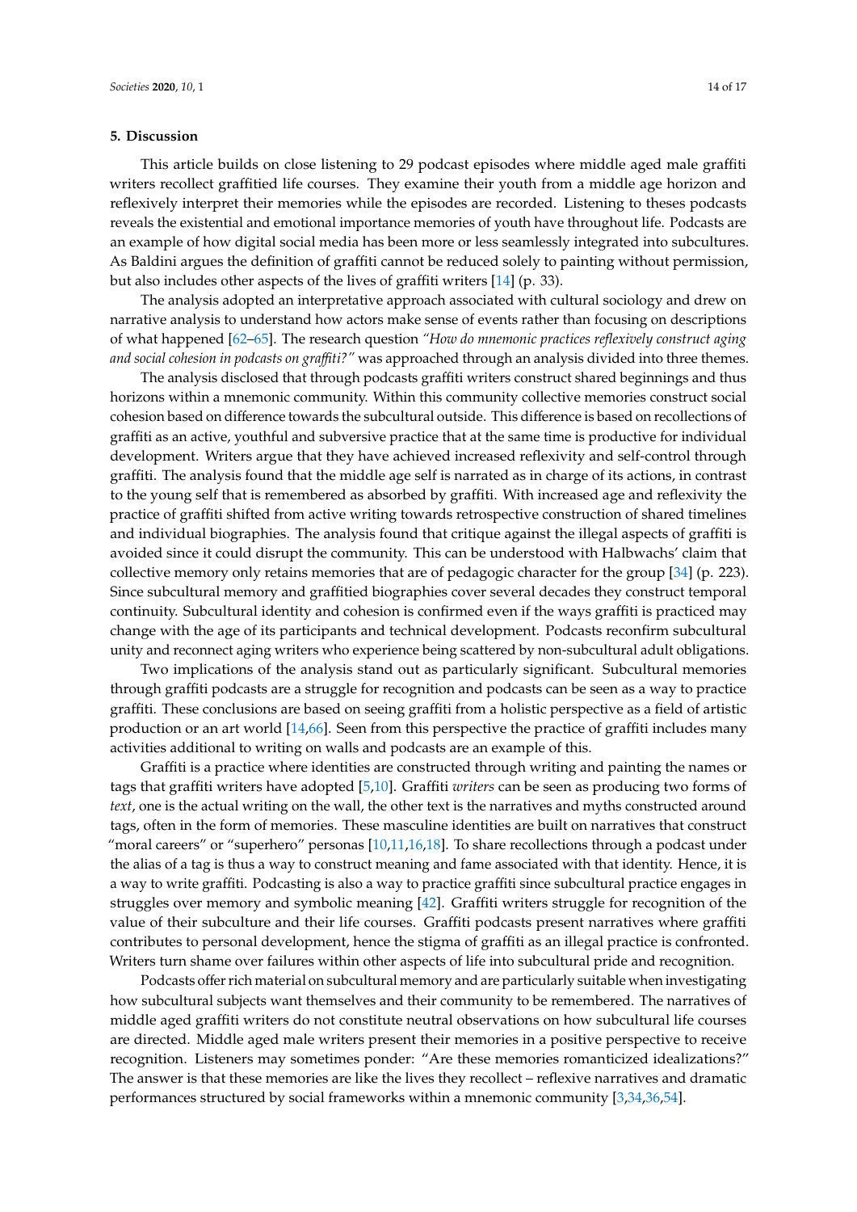## 5. Discussion

This article builds on close listening to 29 podcast episodes where middle aged male graffiti writers recollect graffitied life courses. They examine their youth from a middle age horizon and reflexively interpret their memories while the episodes are recorded. Listening to theses podcasts reveals the existential and emotional importance memories of youth have throughout life. Podcasts are an example of how digital social media has been more or less seamlessly integrated into subcultures. As Baldini argues the definition of graffiti cannot be reduced solely to painting without permission, but also includes other aspects of the lives of graffiti writers [14] (p. 33).

The analysis adopted an interpretative approach associated with cultural sociology and drew on narrative analysis to understand how actors make sense of events rather than focusing on descriptions of what happened [62–65]. The research question *"How do mnemonic practices reflexively construct aging and social cohesion in podcasts on graffiti?"* was approached through an analysis divided into three themes.

The analysis disclosed that through podcasts graffiti writers construct shared beginnings and thus horizons within a mnemonic community. Within this community collective memories construct social cohesion based on difference towards the subcultural outside. This difference is based on recollections of graffiti as an active, youthful and subversive practice that at the same time is productive for individual development. Writers argue that they have achieved increased reflexivity and self-control through graffiti. The analysis found that the middle age self is narrated as in charge of its actions, in contrast to the young self that is remembered as absorbed by graffiti. With increased age and reflexivity the practice of graffiti shifted from active writing towards retrospective construction of shared timelines and individual biographies. The analysis found that critique against the illegal aspects of graffiti is avoided since it could disrupt the community. This can be understood with Halbwachs' claim that collective memory only retains memories that are of pedagogic character for the group [34] (p. 223). Since subcultural memory and graffitied biographies cover several decades they construct temporal continuity. Subcultural identity and cohesion is confirmed even if the ways graffiti is practiced may change with the age of its participants and technical development. Podcasts reconfirm subcultural unity and reconnect aging writers who experience being scattered by non-subcultural adult obligations.

Two implications of the analysis stand out as particularly significant. Subcultural memories through graffiti podcasts are a struggle for recognition and podcasts can be seen as a way to practice graffiti. These conclusions are based on seeing graffiti from a holistic perspective as a field of artistic production or an art world [14,66]. Seen from this perspective the practice of graffiti includes many activities additional to writing on walls and podcasts are an example of this.

Graffiti is a practice where identities are constructed through writing and painting the names or tags that graffiti writers have adopted [5,10]. Graffiti *writers* can be seen as producing two forms of *text*, one is the actual writing on the wall, the other text is the narratives and myths constructed around tags, often in the form of memories. These masculine identities are built on narratives that construct "moral careers" or "superhero" personas [10,11,16,18]. To share recollections through a podcast under the alias of a tag is thus a way to construct meaning and fame associated with that identity. Hence, it is a way to write graffiti. Podcasting is also a way to practice graffiti since subcultural practice engages in struggles over memory and symbolic meaning [42]. Graffiti writers struggle for recognition of the value of their subculture and their life courses. Graffiti podcasts present narratives where graffiti contributes to personal development, hence the stigma of graffiti as an illegal practice is confronted. Writers turn shame over failures within other aspects of life into subcultural pride and recognition.

Podcasts offer rich material on subcultural memory and are particularly suitable when investigating how subcultural subjects want themselves and their community to be remembered. The narratives of middle aged graffiti writers do not constitute neutral observations on how subcultural life courses are directed. Middle aged male writers present their memories in a positive perspective to receive recognition. Listeners may sometimes ponder: "Are these memories romanticized idealizations?" The answer is that these memories are like the lives they recollect – reflexive narratives and dramatic performances structured by social frameworks within a mnemonic community [3,34,36,54].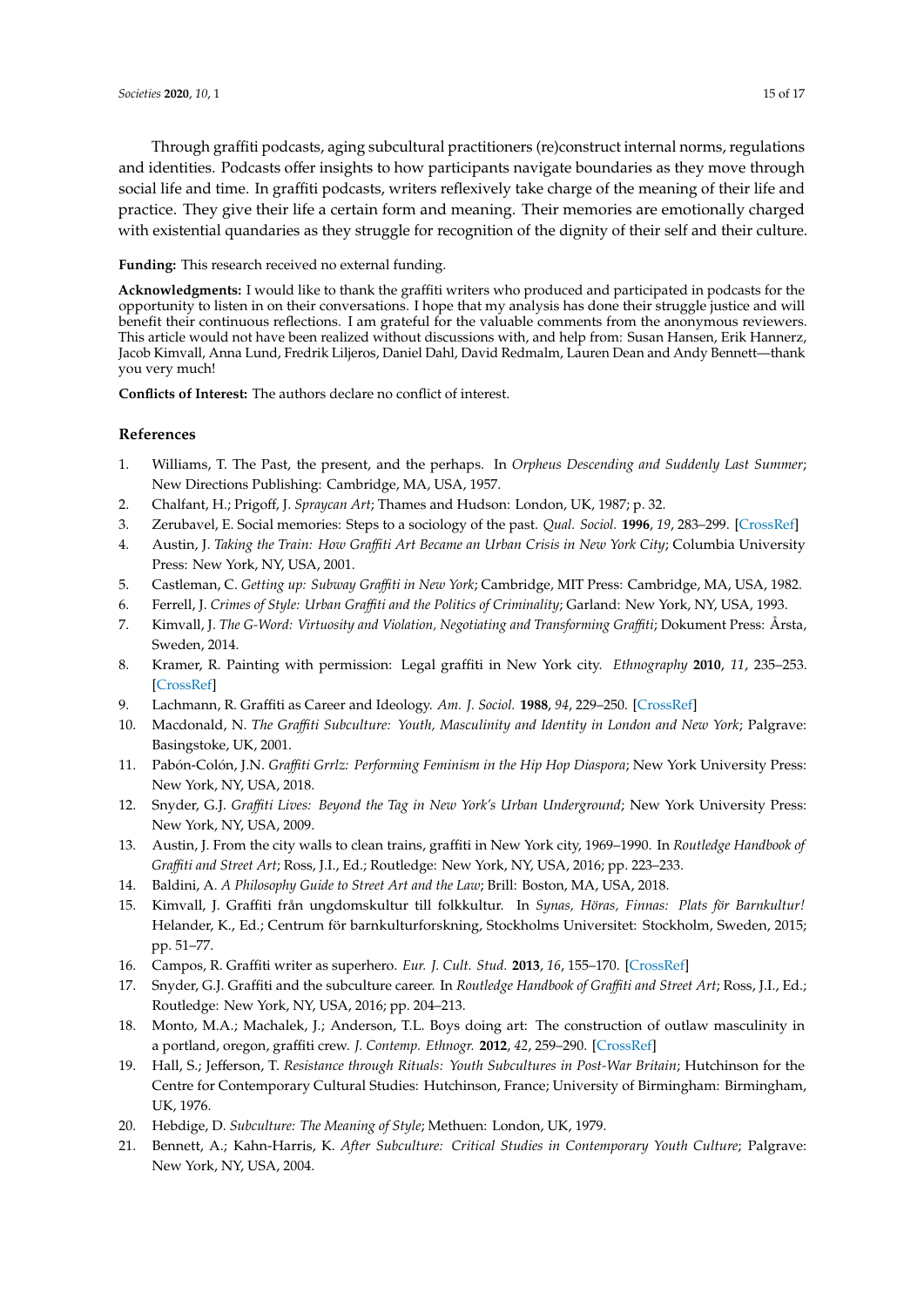Through graffiti podcasts, aging subcultural practitioners (re)construct internal norms, regulations and identities. Podcasts offer insights to how participants navigate boundaries as they move through social life and time. In graffiti podcasts, writers reflexively take charge of the meaning of their life and practice. They give their life a certain form and meaning. Their memories are emotionally charged with existential quandaries as they struggle for recognition of the dignity of their self and their culture.

**Funding:** This research received no external funding.

**Acknowledgments:** I would like to thank the graffiti writers who produced and participated in podcasts for the opportunity to listen in on their conversations. I hope that my analysis has done their struggle justice and will benefit their continuous reflections. I am grateful for the valuable comments from the anonymous reviewers. This article would not have been realized without discussions with, and help from: Susan Hansen, Erik Hannerz, Jacob Kimvall, Anna Lund, Fredrik Liljeros, Daniel Dahl, David Redmalm, Lauren Dean and Andy Bennett—thank you very much!

**Conflicts of Interest:** The authors declare no conflict of interest.

## References

1. Williams, T. The Past, the present, and the perhaps. In *Orpheus Descending and Suddenly Last Summer*; New Directions Publishing: Cambridge, MA, USA, 1957.
2. Chalfant, H.; Prigoff, J. *Spraycan Art*; Thames and Hudson: London, UK, 1987; p. 32.
3. Zerubavel, E. Social memories: Steps to a sociology of the past. *Qual. Sociol.* **1996**, *19*, 283–299. [CrossRef]
4. Austin, J. *Taking the Train: How Graffiti Art Became an Urban Crisis in New York City*; Columbia University Press: New York, NY, USA, 2001.
5. Castleman, C. *Getting up: Subway Graffiti in New York*; Cambridge, MIT Press: Cambridge, MA, USA, 1982.
6. Ferrell, J. *Crimes of Style: Urban Graffiti and the Politics of Criminality*; Garland: New York, NY, USA, 1993.
7. Kimvall, J. *The G-Word: Virtuosity and Violation, Negotiating and Transforming Graffiti*; Dokument Press: Årsta, Sweden, 2014.
8. Kramer, R. Painting with permission: Legal graffiti in New York city. *Ethnography* **2010**, *11*, 235–253. [CrossRef]
9. Lachmann, R. Graffiti as Career and Ideology. *Am. J. Sociol.* **1988**, *94*, 229–250. [CrossRef]
10. Macdonald, N. *The Graffiti Subculture: Youth, Masculinity and Identity in London and New York*; Palgrave: Basingstoke, UK, 2001.
11. Pabón-Colón, J.N. *Graffiti Grrlz: Performing Feminism in the Hip Hop Diaspora*; New York University Press: New York, NY, USA, 2018.
12. Snyder, G.J. *Graffiti Lives: Beyond the Tag in New York's Urban Underground*; New York University Press: New York, NY, USA, 2009.
13. Austin, J. From the city walls to clean trains, graffiti in New York city, 1969–1990. In *Routledge Handbook of Graffiti and Street Art*; Ross, J.I., Ed.; Routledge: New York, NY, USA, 2016; pp. 223–233.
14. Baldini, A. *A Philosophy Guide to Street Art and the Law*; Brill: Boston, MA, USA, 2018.
15. Kimvall, J. Graffiti från ungdomskultur till folkkultur. In *Synas, Höras, Finnas: Plats för Barnkultur!* Helander, K., Ed.; Centrum för barnkulturforskning, Stockholms Universitet: Stockholm, Sweden, 2015; pp. 51–77.
16. Campos, R. Graffiti writer as superhero. *Eur. J. Cult. Stud.* **2013**, *16*, 155–170. [CrossRef]
17. Snyder, G.J. Graffiti and the subculture career. In *Routledge Handbook of Graffiti and Street Art*; Ross, J.I., Ed.; Routledge: New York, NY, USA, 2016; pp. 204–213.
18. Monto, M.A.; Machalek, J.; Anderson, T.L. Boys doing art: The construction of outlaw masculinity in a portland, oregon, graffiti crew. *J. Contemp. Ethnogr.* **2012**, *42*, 259–290. [CrossRef]
19. Hall, S.; Jefferson, T. *Resistance through Rituals: Youth Subcultures in Post-War Britain*; Hutchinson for the Centre for Contemporary Cultural Studies: Hutchinson, France; University of Birmingham: Birmingham, UK, 1976.
20. Hebdige, D. *Subculture: The Meaning of Style*; Methuen: London, UK, 1979.
21. Bennett, A.; Kahn-Harris, K. *After Subculture: Critical Studies in Contemporary Youth Culture*; Palgrave: New York, NY, USA, 2004.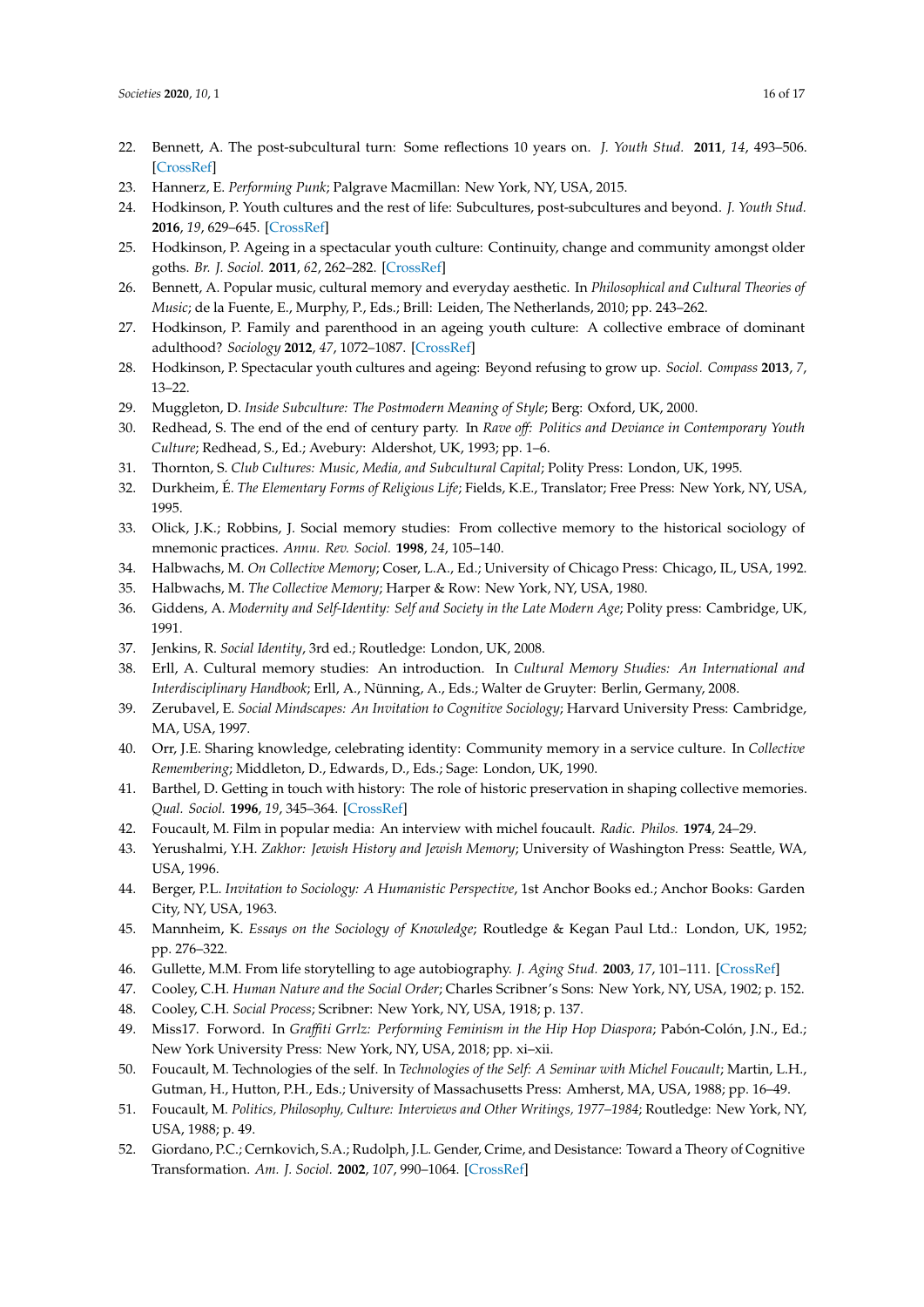22. Bennett, A. The post-subcultural turn: Some reflections 10 years on. *J. Youth Stud.* **2011**, *14*, 493–506. [CrossRef]
23. Hannerz, E. *Performing Punk*; Palgrave Macmillan: New York, NY, USA, 2015.
24. Hodkinson, P. Youth cultures and the rest of life: Subcultures, post-subcultures and beyond. *J. Youth Stud.* **2016**, *19*, 629–645. [CrossRef]
25. Hodkinson, P. Ageing in a spectacular youth culture: Continuity, change and community amongst older goths. *Br. J. Sociol.* **2011**, *62*, 262–282. [CrossRef]
26. Bennett, A. Popular music, cultural memory and everyday aesthetic. In *Philosophical and Cultural Theories of Music*; de la Fuente, E., Murphy, P., Eds.; Brill: Leiden, The Netherlands, 2010; pp. 243–262.
27. Hodkinson, P. Family and parenthood in an ageing youth culture: A collective embrace of dominant adulthood? *Sociology* **2012**, *47*, 1072–1087. [CrossRef]
28. Hodkinson, P. Spectacular youth cultures and ageing: Beyond refusing to grow up. *Sociol. Compass* **2013**, *7*, 13–22.
29. Muggleton, D. *Inside Subculture: The Postmodern Meaning of Style*; Berg: Oxford, UK, 2000.
30. Redhead, S. The end of the end of century party. In *Rave off: Politics and Deviance in Contemporary Youth Culture*; Redhead, S., Ed.; Avebury: Aldershot, UK, 1993; pp. 1–6.
31. Thornton, S. *Club Cultures: Music, Media, and Subcultural Capital*; Polity Press: London, UK, 1995.
32. Durkheim, É. *The Elementary Forms of Religious Life*; Fields, K.E., Translator; Free Press: New York, NY, USA, 1995.
33. Olick, J.K.; Robbins, J. Social memory studies: From collective memory to the historical sociology of mnemonic practices. *Annu. Rev. Sociol.* **1998**, *24*, 105–140.
34. Halbwachs, M. *On Collective Memory*; Coser, L.A., Ed.; University of Chicago Press: Chicago, IL, USA, 1992.
35. Halbwachs, M. *The Collective Memory*; Harper & Row: New York, NY, USA, 1980.
36. Giddens, A. *Modernity and Self-Identity: Self and Society in the Late Modern Age*; Polity press: Cambridge, UK, 1991.
37. Jenkins, R. *Social Identity*, 3rd ed.; Routledge: London, UK, 2008.
38. Erll, A. Cultural memory studies: An introduction. In *Cultural Memory Studies: An International and Interdisciplinary Handbook*; Erll, A., Nünning, A., Eds.; Walter de Gruyter: Berlin, Germany, 2008.
39. Zerubavel, E. *Social Mindscapes: An Invitation to Cognitive Sociology*; Harvard University Press: Cambridge, MA, USA, 1997.
40. Orr, J.E. Sharing knowledge, celebrating identity: Community memory in a service culture. In *Collective Remembering*; Middleton, D., Edwards, D., Eds.; Sage: London, UK, 1990.
41. Barthel, D. Getting in touch with history: The role of historic preservation in shaping collective memories. *Qual. Sociol.* **1996**, *19*, 345–364. [CrossRef]
42. Foucault, M. Film in popular media: An interview with michel foucault. *Radic. Philos.* **1974**, 24–29.
43. Yerushalmi, Y.H. *Zakhor: Jewish History and Jewish Memory*; University of Washington Press: Seattle, WA, USA, 1996.
44. Berger, P.L. *Invitation to Sociology: A Humanistic Perspective*, 1st Anchor Books ed.; Anchor Books: Garden City, NY, USA, 1963.
45. Mannheim, K. *Essays on the Sociology of Knowledge*; Routledge & Kegan Paul Ltd.: London, UK, 1952; pp. 276–322.
46. Gullette, M.M. From life storytelling to age autobiography. *J. Aging Stud.* **2003**, *17*, 101–111. [CrossRef]
47. Cooley, C.H. *Human Nature and the Social Order*; Charles Scribner's Sons: New York, NY, USA, 1902; p. 152.
48. Cooley, C.H. *Social Process*; Scribner: New York, NY, USA, 1918; p. 137.
49. Miss17. Forword. In *Graffiti Grrlz: Performing Feminism in the Hip Hop Diaspora*; Pabón-Colón, J.N., Ed.; New York University Press: New York, NY, USA, 2018; pp. xi–xii.
50. Foucault, M. Technologies of the self. In *Technologies of the Self: A Seminar with Michel Foucault*; Martin, L.H., Gutman, H., Hutton, P.H., Eds.; University of Massachusetts Press: Amherst, MA, USA, 1988; pp. 16–49.
51. Foucault, M. *Politics, Philosophy, Culture: Interviews and Other Writings, 1977–1984*; Routledge: New York, NY, USA, 1988; p. 49.
52. Giordano, P.C.; Cernkovich, S.A.; Rudolph, J.L. Gender, Crime, and Desistance: Toward a Theory of Cognitive Transformation. *Am. J. Sociol.* **2002**, *107*, 990–1064. [CrossRef]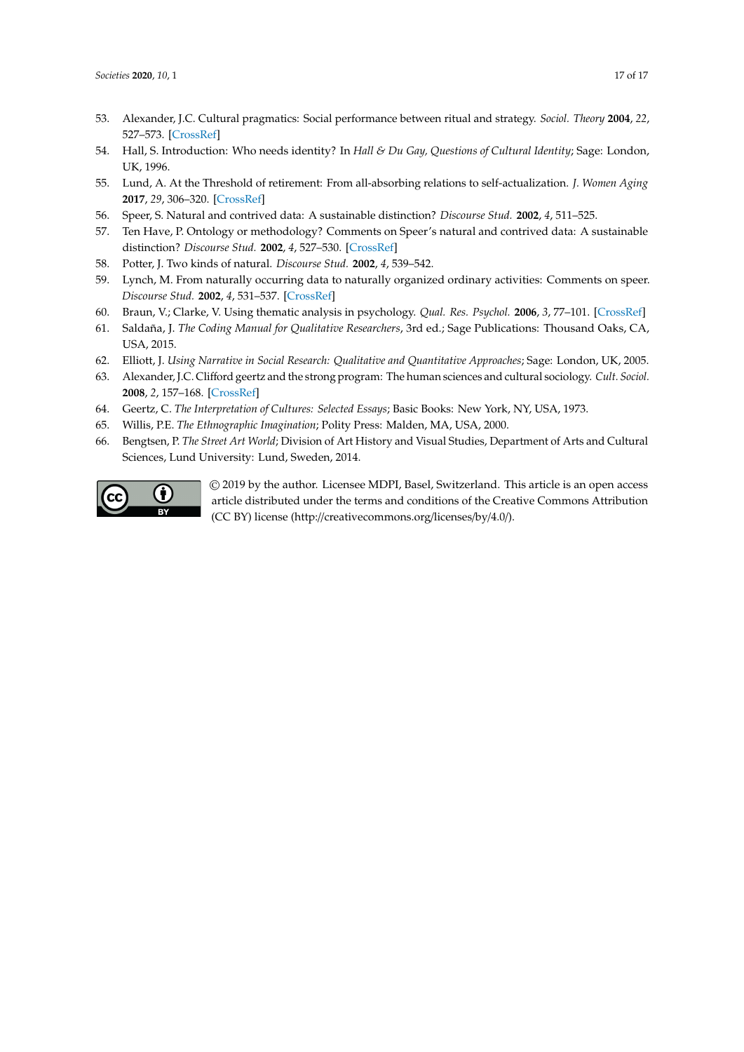53. Alexander, J.C. Cultural pragmatics: Social performance between ritual and strategy. *Sociol. Theory* **2004**, *22*, 527–573. [CrossRef]
54. Hall, S. Introduction: Who needs identity? In *Hall & Du Gay, Questions of Cultural Identity*; Sage: London, UK, 1996.
55. Lund, A. At the Threshold of retirement: From all-absorbing relations to self-actualization. *J. Women Aging* **2017**, *29*, 306–320. [CrossRef]
56. Speer, S. Natural and contrived data: A sustainable distinction? *Discourse Stud.* **2002**, *4*, 511–525.
57. Ten Have, P. Ontology or methodology? Comments on Speer's natural and contrived data: A sustainable distinction? *Discourse Stud.* **2002**, *4*, 527–530. [CrossRef]
58. Potter, J. Two kinds of natural. *Discourse Stud.* **2002**, *4*, 539–542.
59. Lynch, M. From naturally occurring data to naturally organized ordinary activities: Comments on speer. *Discourse Stud.* **2002**, *4*, 531–537. [CrossRef]
60. Braun, V.; Clarke, V. Using thematic analysis in psychology. *Qual. Res. Psychol.* **2006**, *3*, 77–101. [CrossRef]
61. Saldaña, J. *The Coding Manual for Qualitative Researchers*, 3rd ed.; Sage Publications: Thousand Oaks, CA, USA, 2015.
62. Elliott, J. *Using Narrative in Social Research: Qualitative and Quantitative Approaches*; Sage: London, UK, 2005.
63. Alexander, J.C. Clifford geertz and the strong program: The human sciences and cultural sociology. *Cult. Sociol.* **2008**, *2*, 157–168. [CrossRef]
64. Geertz, C. *The Interpretation of Cultures: Selected Essays*; Basic Books: New York, NY, USA, 1973.
65. Willis, P.E. *The Ethnographic Imagination*; Polity Press: Malden, MA, USA, 2000.
66. Bengtsen, P. *The Street Art World*; Division of Art History and Visual Studies, Department of Arts and Cultural Sciences, Lund University: Lund, Sweden, 2014.

© 2019 by the author. Licensee MDPI, Basel, Switzerland. This article is an open access article distributed under the terms and conditions of the Creative Commons Attribution (CC BY) license (http://creativecommons.org/licenses/by/4.0/).